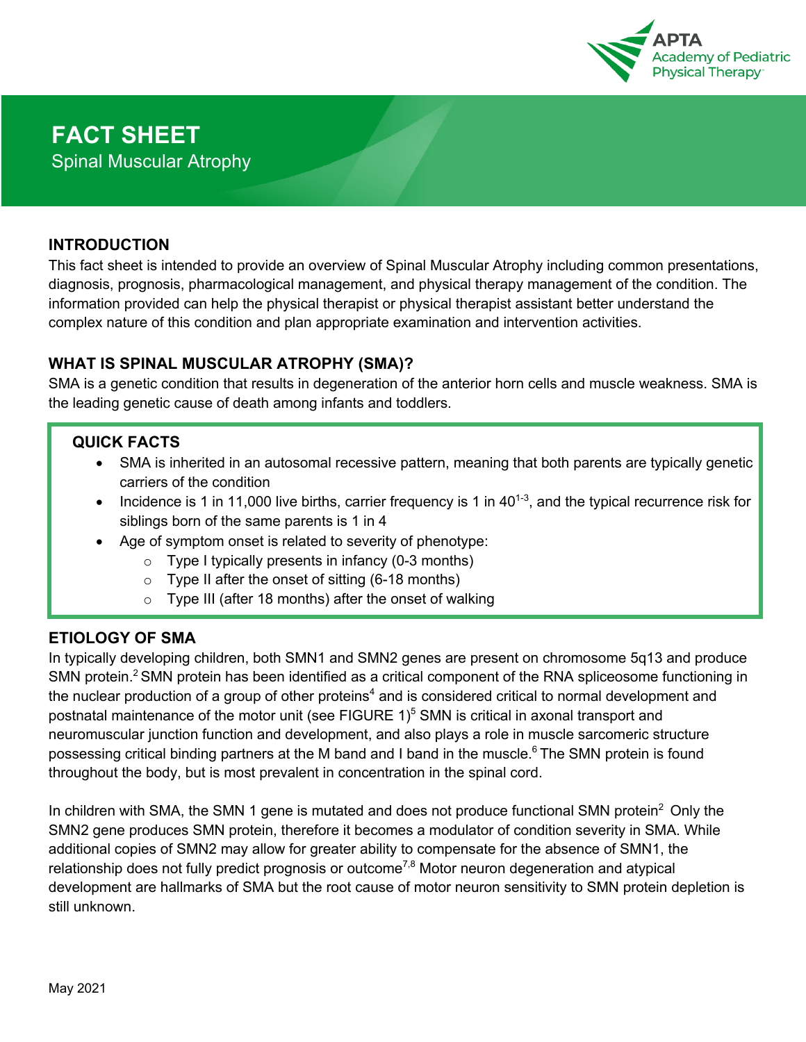APTA Academy of Pediatric Physical Therapy

# FACT SHEET

## Spinal Muscular Atrophy

### INTRODUCTION

This fact sheet is intended to provide an overview of Spinal Muscular Atrophy including common presentations, diagnosis, prognosis, pharmacological management, and physical therapy management of the condition. The information provided can help the physical therapist or physical therapist assistant better understand the complex nature of this condition and plan appropriate examination and intervention activities.

### WHAT IS SPINAL MUSCULAR ATROPHY (SMA)?

SMA is a genetic condition that results in degeneration of the anterior horn cells and muscle weakness. SMA is the leading genetic cause of death among infants and toddlers.

### QUICK FACTS

- SMA is inherited in an autosomal recessive pattern, meaning that both parents are typically genetic carriers of the condition
- Incidence is 1 in 11,000 live births, carrier frequency is 1 in 40[1-3], and the typical recurrence risk for siblings born of the same parents is 1 in 4
- Age of symptom onset is related to severity of phenotype:
  - Type I typically presents in infancy (0-3 months)
  - Type II after the onset of sitting (6-18 months)
  - Type III (after 18 months) after the onset of walking

### ETIOLOGY OF SMA

In typically developing children, both SMN1 and SMN2 genes are present on chromosome 5q13 and produce SMN protein.[2] SMN protein has been identified as a critical component of the RNA spliceosome functioning in the nuclear production of a group of other proteins[4] and is considered critical to normal development and postnatal maintenance of the motor unit (see FIGURE 1)[5] SMN is critical in axonal transport and neuromuscular junction function and development, and also plays a role in muscle sarcomeric structure possessing critical binding partners at the M band and I band in the muscle.[6] The SMN protein is found throughout the body, but is most prevalent in concentration in the spinal cord.

In children with SMA, the SMN 1 gene is mutated and does not produce functional SMN protein[2] Only the SMN2 gene produces SMN protein, therefore it becomes a modulator of condition severity in SMA. While additional copies of SMN2 may allow for greater ability to compensate for the absence of SMN1, the relationship does not fully predict prognosis or outcome[7,8] Motor neuron degeneration and atypical development are hallmarks of SMA but the root cause of motor neuron sensitivity to SMN protein depletion is still unknown.

May 2021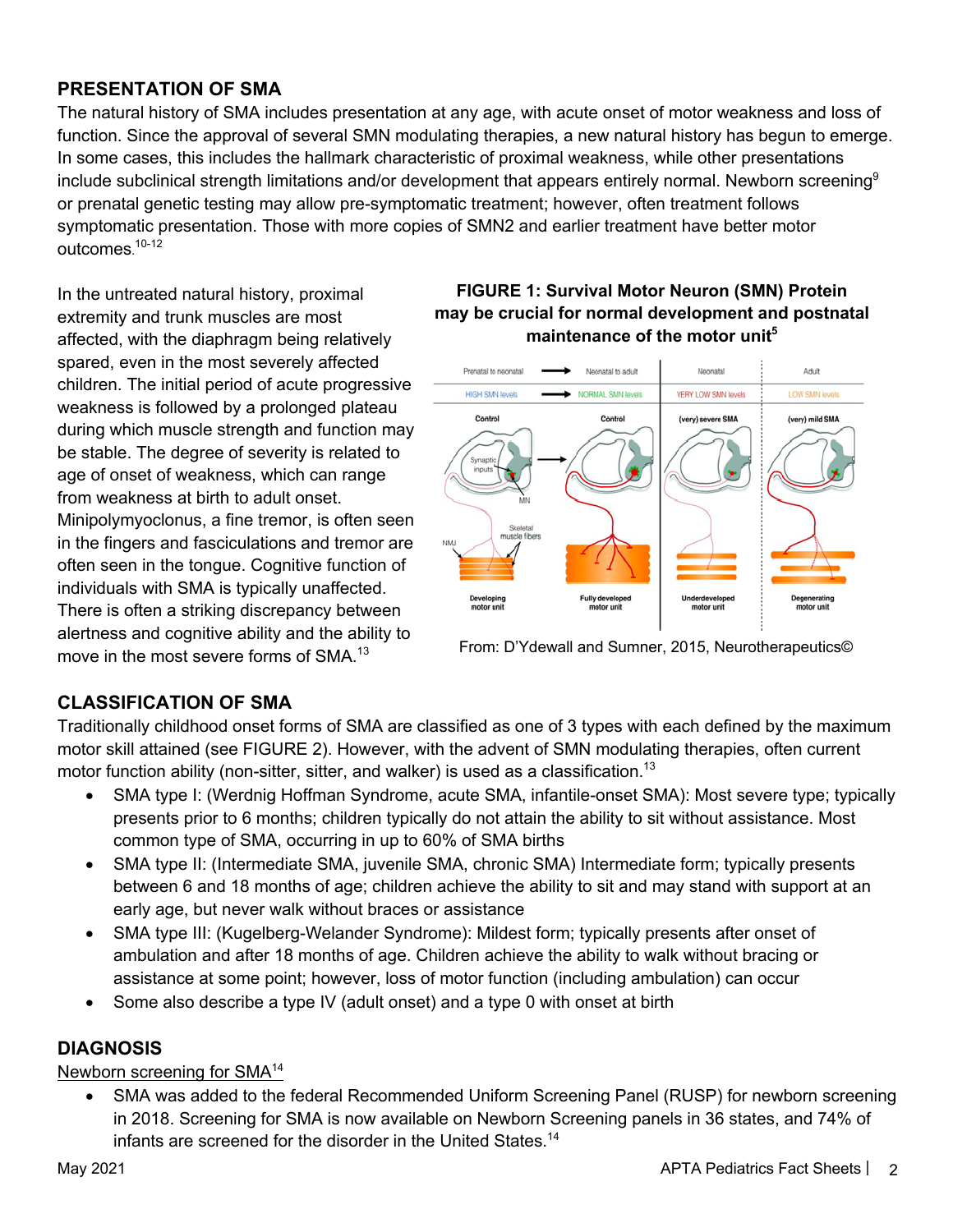## PRESENTATION OF SMA

The natural history of SMA includes presentation at any age, with acute onset of motor weakness and loss of function. Since the approval of several SMN modulating therapies, a new natural history has begun to emerge. In some cases, this includes the hallmark characteristic of proximal weakness, while other presentations include subclinical strength limitations and/or development that appears entirely normal. Newborn screening[9] or prenatal genetic testing may allow pre-symptomatic treatment; however, often treatment follows symptomatic presentation. Those with more copies of SMN2 and earlier treatment have better motor outcomes.[10-12]

In the untreated natural history, proximal extremity and trunk muscles are most affected, with the diaphragm being relatively spared, even in the most severely affected children. The initial period of acute progressive weakness is followed by a prolonged plateau during which muscle strength and function may be stable. The degree of severity is related to age of onset of weakness, which can range from weakness at birth to adult onset. Minipolymyoclonus, a fine tremor, is often seen in the fingers and fasciculations and tremor are often seen in the tongue. Cognitive function of individuals with SMA is typically unaffected. There is often a striking discrepancy between alertness and cognitive ability and the ability to move in the most severe forms of SMA.[13]

**FIGURE 1: Survival Motor Neuron (SMN) Protein may be crucial for normal development and postnatal maintenance of the motor unit[5]**

From: D'Ydewall and Sumner, 2015, Neurotherapeutics©

## CLASSIFICATION OF SMA

Traditionally childhood onset forms of SMA are classified as one of 3 types with each defined by the maximum motor skill attained (see FIGURE 2). However, with the advent of SMN modulating therapies, often current motor function ability (non-sitter, sitter, and walker) is used as a classification.[13]

- SMA type I: (Werdnig Hoffman Syndrome, acute SMA, infantile-onset SMA): Most severe type; typically presents prior to 6 months; children typically do not attain the ability to sit without assistance. Most common type of SMA, occurring in up to 60% of SMA births
- SMA type II: (Intermediate SMA, juvenile SMA, chronic SMA) Intermediate form; typically presents between 6 and 18 months of age; children achieve the ability to sit and may stand with support at an early age, but never walk without braces or assistance
- SMA type III: (Kugelberg-Welander Syndrome): Mildest form; typically presents after onset of ambulation and after 18 months of age. Children achieve the ability to walk without bracing or assistance at some point; however, loss of motor function (including ambulation) can occur
- Some also describe a type IV (adult onset) and a type 0 with onset at birth

## DIAGNOSIS

Newborn screening for SMA[14]

- SMA was added to the federal Recommended Uniform Screening Panel (RUSP) for newborn screening in 2018. Screening for SMA is now available on Newborn Screening panels in 36 states, and 74% of infants are screened for the disorder in the United States.[14]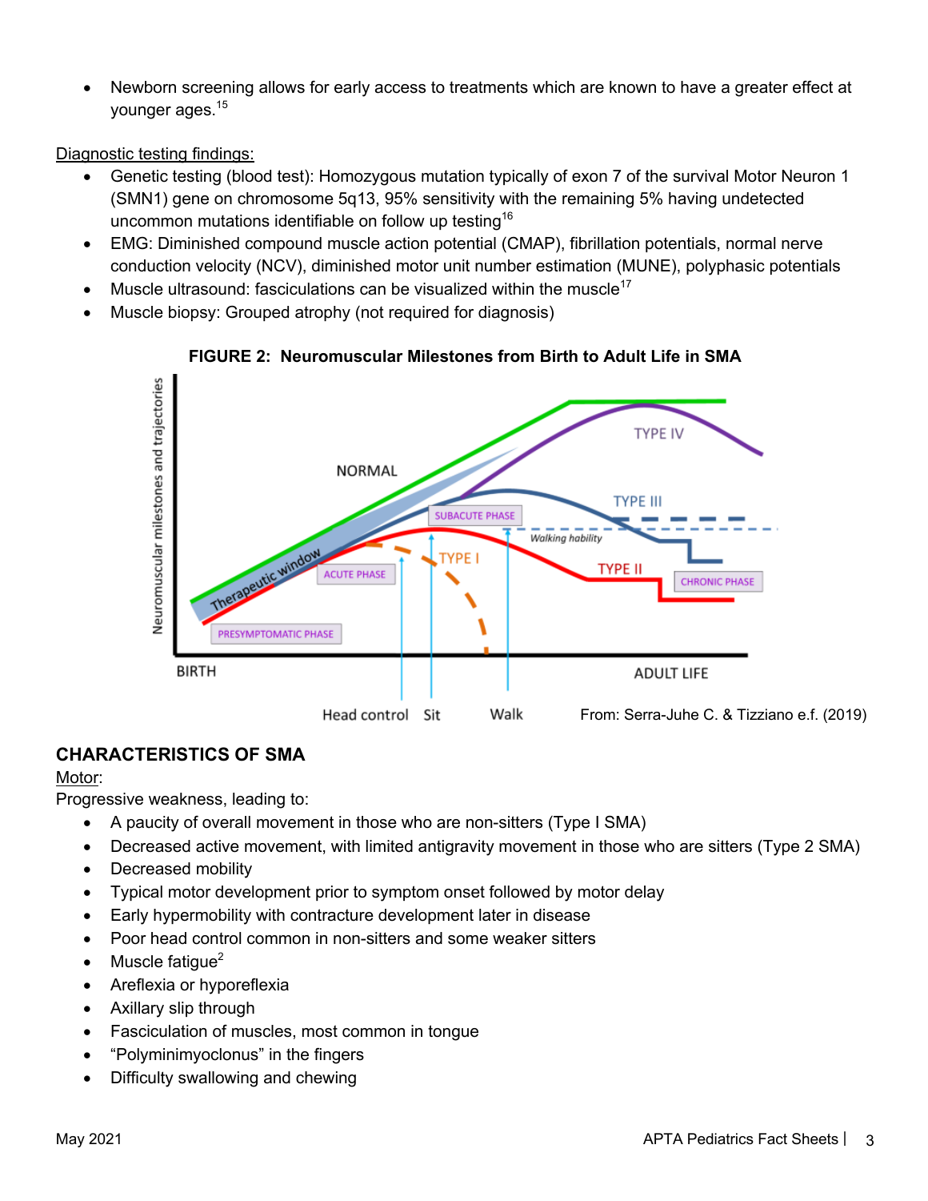- Newborn screening allows for early access to treatments which are known to have a greater effect at younger ages.[15]

Diagnostic testing findings:

- Genetic testing (blood test): Homozygous mutation typically of exon 7 of the survival Motor Neuron 1 (SMN1) gene on chromosome 5q13, 95% sensitivity with the remaining 5% having undetected uncommon mutations identifiable on follow up testing[16]
- EMG: Diminished compound muscle action potential (CMAP), fibrillation potentials, normal nerve conduction velocity (NCV), diminished motor unit number estimation (MUNE), polyphasic potentials
- Muscle ultrasound: fasciculations can be visualized within the muscle[17]
- Muscle biopsy: Grouped atrophy (not required for diagnosis)

**FIGURE 2: Neuromuscular Milestones from Birth to Adult Life in SMA**

From: Serra-Juhe C. & Tizziano e.f. (2019)

## CHARACTERISTICS OF SMA

Motor:

Progressive weakness, leading to:

- A paucity of overall movement in those who are non-sitters (Type I SMA)
- Decreased active movement, with limited antigravity movement in those who are sitters (Type 2 SMA)
- Decreased mobility
- Typical motor development prior to symptom onset followed by motor delay
- Early hypermobility with contracture development later in disease
- Poor head control common in non-sitters and some weaker sitters
- Muscle fatigue[2]
- Areflexia or hyporeflexia
- Axillary slip through
- Fasciculation of muscles, most common in tongue
- "Polyminimyoclonus" in the fingers
- Difficulty swallowing and chewing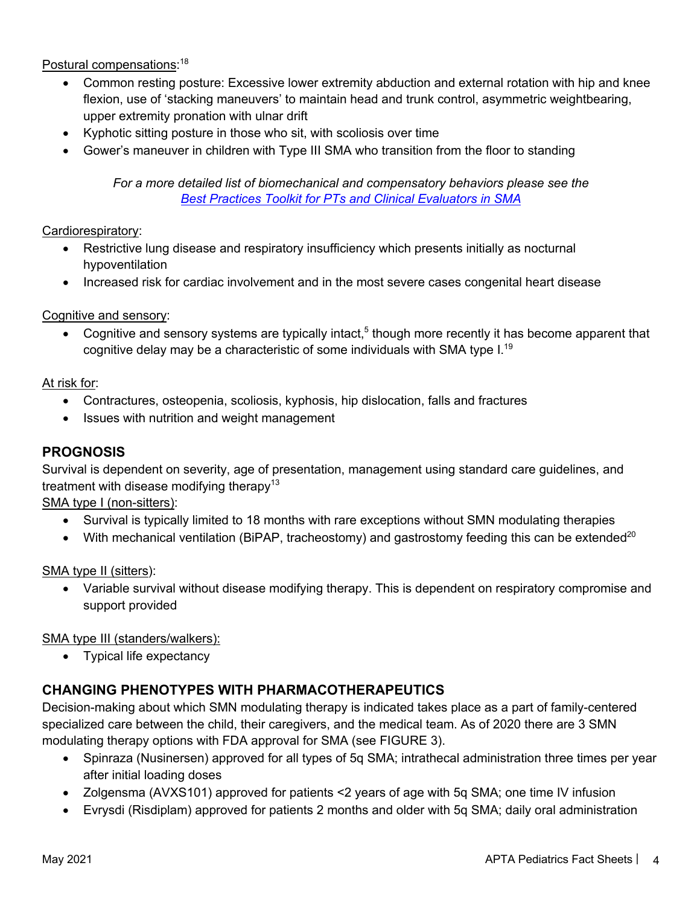Postural compensations:[18]

- Common resting posture: Excessive lower extremity abduction and external rotation with hip and knee flexion, use of 'stacking maneuvers' to maintain head and trunk control, asymmetric weightbearing, upper extremity pronation with ulnar drift
- Kyphotic sitting posture in those who sit, with scoliosis over time
- Gower's maneuver in children with Type III SMA who transition from the floor to standing

*For a more detailed list of biomechanical and compensatory behaviors please see the [Best Practices Toolkit for PTs and Clinical Evaluators in SMA]*

Cardiorespiratory:

- Restrictive lung disease and respiratory insufficiency which presents initially as nocturnal hypoventilation
- Increased risk for cardiac involvement and in the most severe cases congenital heart disease

Cognitive and sensory:

- Cognitive and sensory systems are typically intact,[5] though more recently it has become apparent that cognitive delay may be a characteristic of some individuals with SMA type I.[19]

At risk for:

- Contractures, osteopenia, scoliosis, kyphosis, hip dislocation, falls and fractures
- Issues with nutrition and weight management

## PROGNOSIS

Survival is dependent on severity, age of presentation, management using standard care guidelines, and treatment with disease modifying therapy[13]

SMA type I (non-sitters):

- Survival is typically limited to 18 months with rare exceptions without SMN modulating therapies
- With mechanical ventilation (BiPAP, tracheostomy) and gastrostomy feeding this can be extended[20]

SMA type II (sitters):

- Variable survival without disease modifying therapy. This is dependent on respiratory compromise and support provided

SMA type III (standers/walkers):

- Typical life expectancy

## CHANGING PHENOTYPES WITH PHARMACOTHERAPEUTICS

Decision-making about which SMN modulating therapy is indicated takes place as a part of family-centered specialized care between the child, their caregivers, and the medical team. As of 2020 there are 3 SMN modulating therapy options with FDA approval for SMA (see FIGURE 3).

- Spinraza (Nusinersen) approved for all types of 5q SMA; intrathecal administration three times per year after initial loading doses
- Zolgensma (AVXS101) approved for patients <2 years of age with 5q SMA; one time IV infusion
- Evrysdi (Risdiplam) approved for patients 2 months and older with 5q SMA; daily oral administration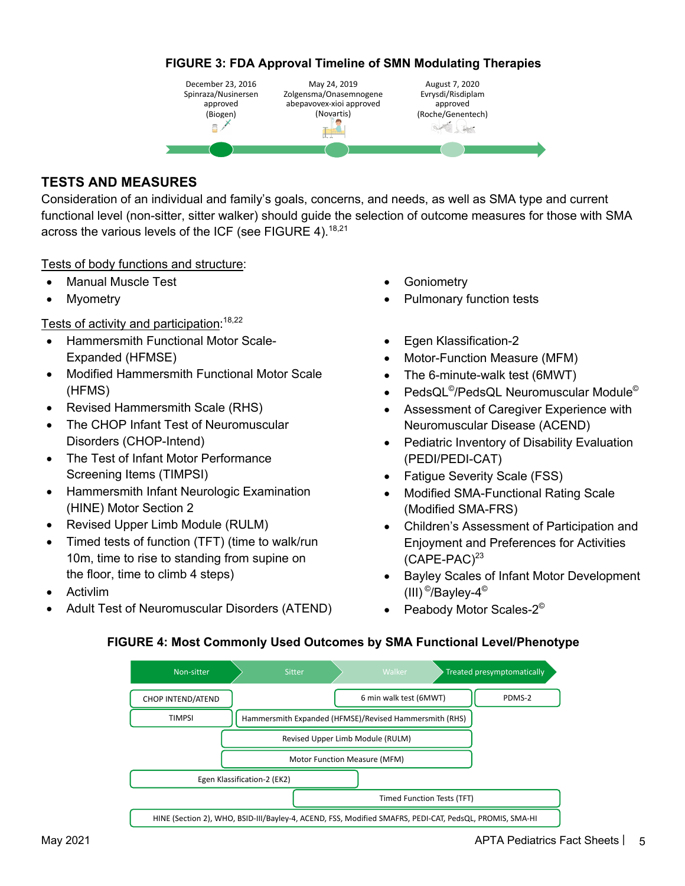**FIGURE 3: FDA Approval Timeline of SMN Modulating Therapies**

- December 23, 2016 Spinraza/Nusinersen approved (Biogen)
- May 24, 2019 Zolgensma/Onasemnogene abepavovex-xioi approved (Novartis)
- August 7, 2020 Evrysdi/Risdiplam approved (Roche/Genentech)

## TESTS AND MEASURES

Consideration of an individual and family's goals, concerns, and needs, as well as SMA type and current functional level (non-sitter, sitter walker) should guide the selection of outcome measures for those with SMA across the various levels of the ICF (see FIGURE 4).[18,21]

Tests of body functions and structure:

- Manual Muscle Test
- Myometry
- Goniometry
- Pulmonary function tests

Tests of activity and participation:[18,22]

- Hammersmith Functional Motor Scale-Expanded (HFMSE)
- Modified Hammersmith Functional Motor Scale (HFMS)
- Revised Hammersmith Scale (RHS)
- The CHOP Infant Test of Neuromuscular Disorders (CHOP-Intend)
- The Test of Infant Motor Performance Screening Items (TIMPSI)
- Hammersmith Infant Neurologic Examination (HINE) Motor Section 2
- Revised Upper Limb Module (RULM)
- Timed tests of function (TFT) (time to walk/run 10m, time to rise to standing from supine on the floor, time to climb 4 steps)
- Activlim
- Adult Test of Neuromuscular Disorders (ATEND)
- Egen Klassification-2
- Motor-Function Measure (MFM)
- The 6-minute-walk test (6MWT)
- PedsQL©/PedsQL Neuromuscular Module©
- Assessment of Caregiver Experience with Neuromuscular Disease (ACEND)
- Pediatric Inventory of Disability Evaluation (PEDI/PEDI-CAT)
- Fatigue Severity Scale (FSS)
- Modified SMA-Functional Rating Scale (Modified SMA-FRS)
- Children's Assessment of Participation and Enjoyment and Preferences for Activities (CAPE-PAC)[23]
- Bayley Scales of Infant Motor Development (III)©/Bayley-4©
- Peabody Motor Scales-2©

**FIGURE 4: Most Commonly Used Outcomes by SMA Functional Level/Phenotype**

| Outcome | Non-sitter | Sitter | Walker | Treated presymptomatically |
|---|---|---|---|---|
| CHOP INTEND/ATEND | ✓ | | | |
| TIMPSI | ✓ | | | |
| 6 min walk test (6MWT) | | | ✓ | |
| PDMS-2 | | | | ✓ |
| Hammersmith Expanded (HFMSE)/Revised Hammersmith (RHS) | | ✓ | ✓ | |
| Revised Upper Limb Module (RULM) | | ✓ | ✓ | |
| Motor Function Measure (MFM) | | ✓ | ✓ | |
| Egen Klassification-2 (EK2) | ✓ | ✓ | | |
| Timed Function Tests (TFT) | | | ✓ | ✓ |
| HINE (Section 2), WHO, BSID-III/Bayley-4, ACEND, FSS, Modified SMAFRS, PEDI-CAT, PedsQL, PROMIS, SMA-HI | ✓ | ✓ | ✓ | ✓ |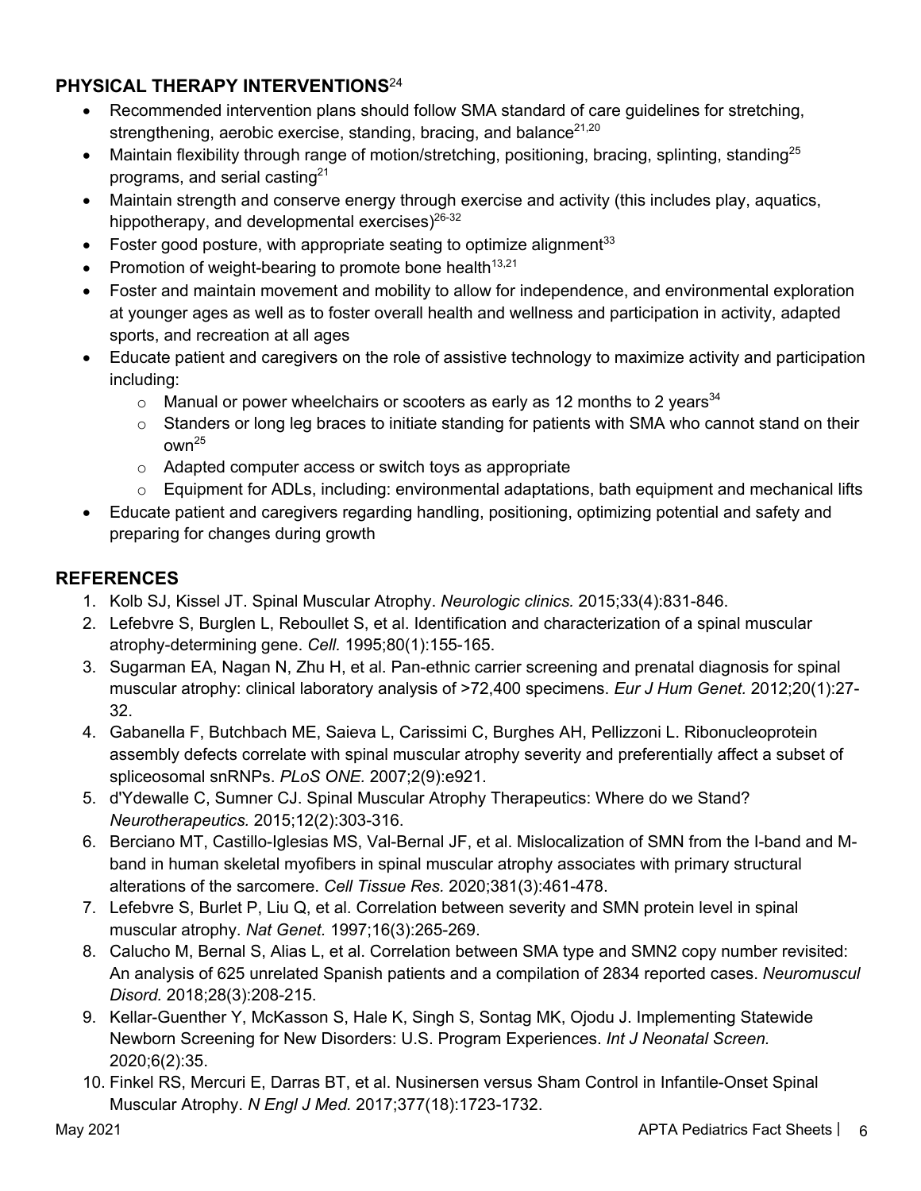## PHYSICAL THERAPY INTERVENTIONS[24]

- Recommended intervention plans should follow SMA standard of care guidelines for stretching, strengthening, aerobic exercise, standing, bracing, and balance[21,20]
- Maintain flexibility through range of motion/stretching, positioning, bracing, splinting, standing[25] programs, and serial casting[21]
- Maintain strength and conserve energy through exercise and activity (this includes play, aquatics, hippotherapy, and developmental exercises)[26-32]
- Foster good posture, with appropriate seating to optimize alignment[33]
- Promotion of weight-bearing to promote bone health[13,21]
- Foster and maintain movement and mobility to allow for independence, and environmental exploration at younger ages as well as to foster overall health and wellness and participation in activity, adapted sports, and recreation at all ages
- Educate patient and caregivers on the role of assistive technology to maximize activity and participation including:
  - Manual or power wheelchairs or scooters as early as 12 months to 2 years[34]
  - Standers or long leg braces to initiate standing for patients with SMA who cannot stand on their own[25]
  - Adapted computer access or switch toys as appropriate
  - Equipment for ADLs, including: environmental adaptations, bath equipment and mechanical lifts
- Educate patient and caregivers regarding handling, positioning, optimizing potential and safety and preparing for changes during growth

## REFERENCES

1. Kolb SJ, Kissel JT. Spinal Muscular Atrophy. *Neurologic clinics.* 2015;33(4):831-846.
2. Lefebvre S, Burglen L, Reboullet S, et al. Identification and characterization of a spinal muscular atrophy-determining gene. *Cell.* 1995;80(1):155-165.
3. Sugarman EA, Nagan N, Zhu H, et al. Pan-ethnic carrier screening and prenatal diagnosis for spinal muscular atrophy: clinical laboratory analysis of >72,400 specimens. *Eur J Hum Genet.* 2012;20(1):27-32.
4. Gabanella F, Butchbach ME, Saieva L, Carissimi C, Burghes AH, Pellizzoni L. Ribonucleoprotein assembly defects correlate with spinal muscular atrophy severity and preferentially affect a subset of spliceosomal snRNPs. *PLoS ONE.* 2007;2(9):e921.
5. d'Ydewalle C, Sumner CJ. Spinal Muscular Atrophy Therapeutics: Where do we Stand? *Neurotherapeutics.* 2015;12(2):303-316.
6. Berciano MT, Castillo-Iglesias MS, Val-Bernal JF, et al. Mislocalization of SMN from the I-band and M-band in human skeletal myofibers in spinal muscular atrophy associates with primary structural alterations of the sarcomere. *Cell Tissue Res.* 2020;381(3):461-478.
7. Lefebvre S, Burlet P, Liu Q, et al. Correlation between severity and SMN protein level in spinal muscular atrophy. *Nat Genet.* 1997;16(3):265-269.
8. Calucho M, Bernal S, Alias L, et al. Correlation between SMA type and SMN2 copy number revisited: An analysis of 625 unrelated Spanish patients and a compilation of 2834 reported cases. *Neuromuscul Disord.* 2018;28(3):208-215.
9. Kellar-Guenther Y, McKasson S, Hale K, Singh S, Sontag MK, Ojodu J. Implementing Statewide Newborn Screening for New Disorders: U.S. Program Experiences. *Int J Neonatal Screen.* 2020;6(2):35.
10. Finkel RS, Mercuri E, Darras BT, et al. Nusinersen versus Sham Control in Infantile-Onset Spinal Muscular Atrophy. *N Engl J Med.* 2017;377(18):1723-1732.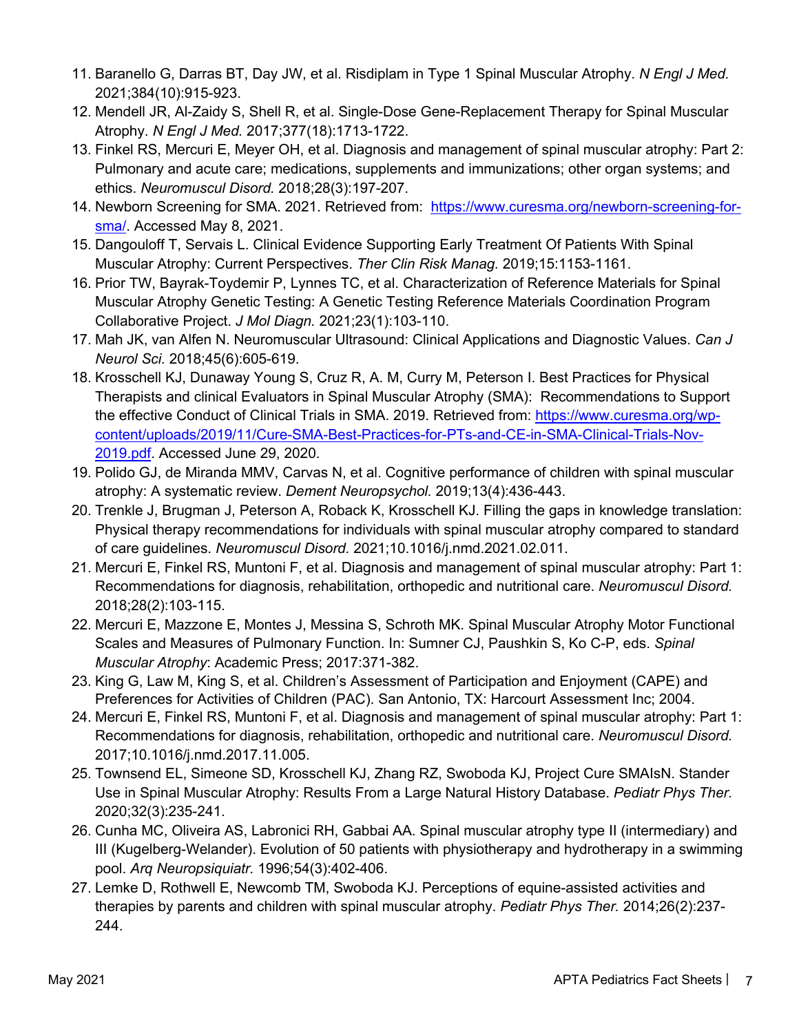11. Baranello G, Darras BT, Day JW, et al. Risdiplam in Type 1 Spinal Muscular Atrophy. *N Engl J Med.* 2021;384(10):915-923.
12. Mendell JR, Al-Zaidy S, Shell R, et al. Single-Dose Gene-Replacement Therapy for Spinal Muscular Atrophy. *N Engl J Med.* 2017;377(18):1713-1722.
13. Finkel RS, Mercuri E, Meyer OH, et al. Diagnosis and management of spinal muscular atrophy: Part 2: Pulmonary and acute care; medications, supplements and immunizations; other organ systems; and ethics. *Neuromuscul Disord.* 2018;28(3):197-207.
14. Newborn Screening for SMA. 2021. Retrieved from: [https://www.curesma.org/newborn-screening-for-sma/](https://www.curesma.org/newborn-screening-for-sma/). Accessed May 8, 2021.
15. Dangouloff T, Servais L. Clinical Evidence Supporting Early Treatment Of Patients With Spinal Muscular Atrophy: Current Perspectives. *Ther Clin Risk Manag.* 2019;15:1153-1161.
16. Prior TW, Bayrak-Toydemir P, Lynnes TC, et al. Characterization of Reference Materials for Spinal Muscular Atrophy Genetic Testing: A Genetic Testing Reference Materials Coordination Program Collaborative Project. *J Mol Diagn.* 2021;23(1):103-110.
17. Mah JK, van Alfen N. Neuromuscular Ultrasound: Clinical Applications and Diagnostic Values. *Can J Neurol Sci.* 2018;45(6):605-619.
18. Krosschell KJ, Dunaway Young S, Cruz R, A. M, Curry M, Peterson I. Best Practices for Physical Therapists and clinical Evaluators in Spinal Muscular Atrophy (SMA): Recommendations to Support the effective Conduct of Clinical Trials in SMA. 2019. Retrieved from: [https://www.curesma.org/wp-content/uploads/2019/11/Cure-SMA-Best-Practices-for-PTs-and-CE-in-SMA-Clinical-Trials-Nov-2019.pdf](https://www.curesma.org/wp-content/uploads/2019/11/Cure-SMA-Best-Practices-for-PTs-and-CE-in-SMA-Clinical-Trials-Nov-2019.pdf). Accessed June 29, 2020.
19. Polido GJ, de Miranda MMV, Carvas N, et al. Cognitive performance of children with spinal muscular atrophy: A systematic review. *Dement Neuropsychol.* 2019;13(4):436-443.
20. Trenkle J, Brugman J, Peterson A, Roback K, Krosschell KJ. Filling the gaps in knowledge translation: Physical therapy recommendations for individuals with spinal muscular atrophy compared to standard of care guidelines. *Neuromuscul Disord.* 2021;10.1016/j.nmd.2021.02.011.
21. Mercuri E, Finkel RS, Muntoni F, et al. Diagnosis and management of spinal muscular atrophy: Part 1: Recommendations for diagnosis, rehabilitation, orthopedic and nutritional care. *Neuromuscul Disord.* 2018;28(2):103-115.
22. Mercuri E, Mazzone E, Montes J, Messina S, Schroth MK. Spinal Muscular Atrophy Motor Functional Scales and Measures of Pulmonary Function. In: Sumner CJ, Paushkin S, Ko C-P, eds. *Spinal Muscular Atrophy*: Academic Press; 2017:371-382.
23. King G, Law M, King S, et al. Children's Assessment of Participation and Enjoyment (CAPE) and Preferences for Activities of Children (PAC). San Antonio, TX: Harcourt Assessment Inc; 2004.
24. Mercuri E, Finkel RS, Muntoni F, et al. Diagnosis and management of spinal muscular atrophy: Part 1: Recommendations for diagnosis, rehabilitation, orthopedic and nutritional care. *Neuromuscul Disord.* 2017;10.1016/j.nmd.2017.11.005.
25. Townsend EL, Simeone SD, Krosschell KJ, Zhang RZ, Swoboda KJ, Project Cure SMAIsN. Stander Use in Spinal Muscular Atrophy: Results From a Large Natural History Database. *Pediatr Phys Ther.* 2020;32(3):235-241.
26. Cunha MC, Oliveira AS, Labronici RH, Gabbai AA. Spinal muscular atrophy type II (intermediary) and III (Kugelberg-Welander). Evolution of 50 patients with physiotherapy and hydrotherapy in a swimming pool. *Arq Neuropsiquiatr.* 1996;54(3):402-406.
27. Lemke D, Rothwell E, Newcomb TM, Swoboda KJ. Perceptions of equine-assisted activities and therapies by parents and children with spinal muscular atrophy. *Pediatr Phys Ther.* 2014;26(2):237-244.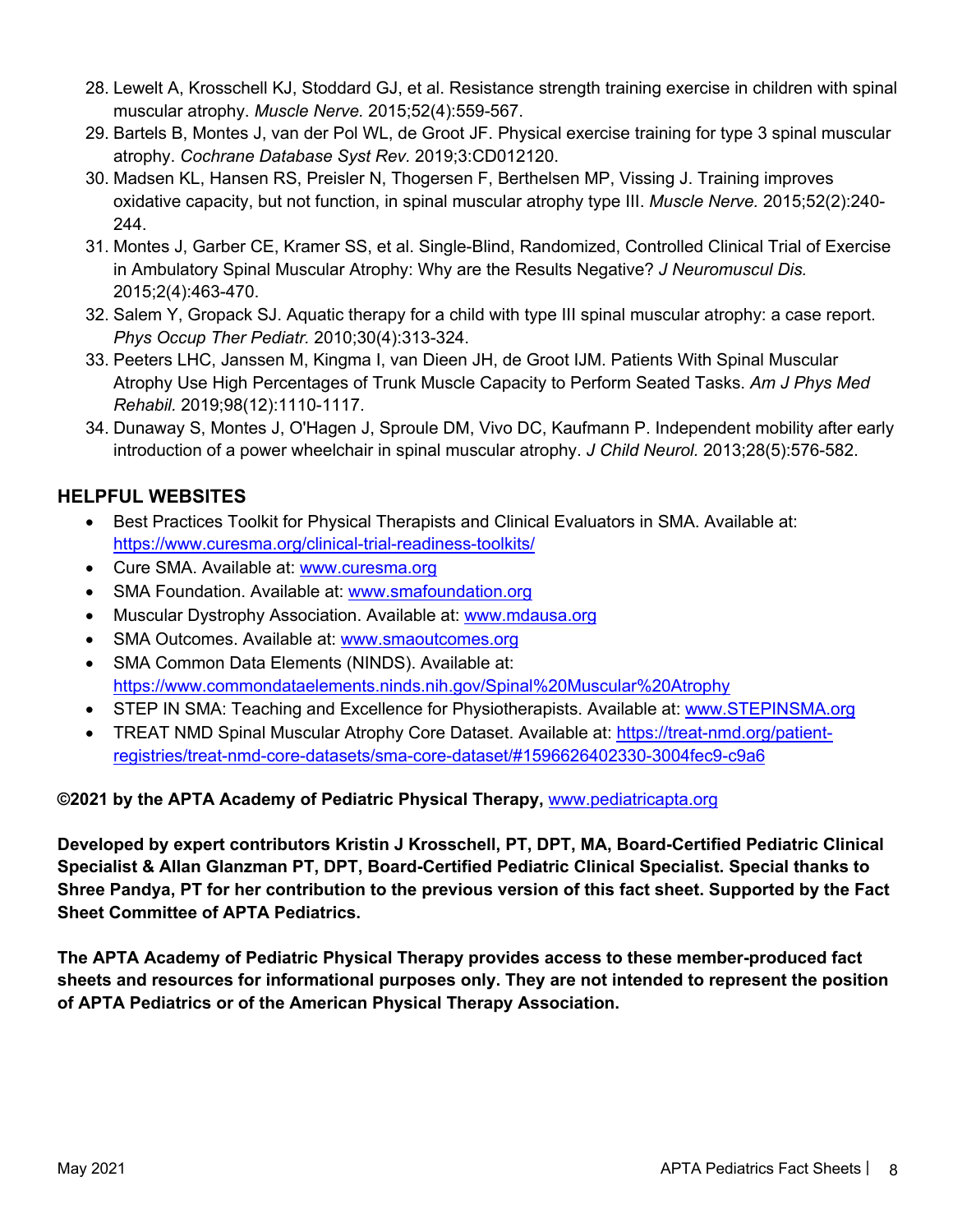28. Lewelt A, Krosschell KJ, Stoddard GJ, et al. Resistance strength training exercise in children with spinal muscular atrophy. *Muscle Nerve.* 2015;52(4):559-567.
29. Bartels B, Montes J, van der Pol WL, de Groot JF. Physical exercise training for type 3 spinal muscular atrophy. *Cochrane Database Syst Rev.* 2019;3:CD012120.
30. Madsen KL, Hansen RS, Preisler N, Thogersen F, Berthelsen MP, Vissing J. Training improves oxidative capacity, but not function, in spinal muscular atrophy type III. *Muscle Nerve.* 2015;52(2):240-244.
31. Montes J, Garber CE, Kramer SS, et al. Single-Blind, Randomized, Controlled Clinical Trial of Exercise in Ambulatory Spinal Muscular Atrophy: Why are the Results Negative? *J Neuromuscul Dis.* 2015;2(4):463-470.
32. Salem Y, Gropack SJ. Aquatic therapy for a child with type III spinal muscular atrophy: a case report. *Phys Occup Ther Pediatr.* 2010;30(4):313-324.
33. Peeters LHC, Janssen M, Kingma I, van Dieen JH, de Groot IJM. Patients With Spinal Muscular Atrophy Use High Percentages of Trunk Muscle Capacity to Perform Seated Tasks. *Am J Phys Med Rehabil.* 2019;98(12):1110-1117.
34. Dunaway S, Montes J, O'Hagen J, Sproule DM, Vivo DC, Kaufmann P. Independent mobility after early introduction of a power wheelchair in spinal muscular atrophy. *J Child Neurol.* 2013;28(5):576-582.

## HELPFUL WEBSITES

- Best Practices Toolkit for Physical Therapists and Clinical Evaluators in SMA. Available at: https://www.curesma.org/clinical-trial-readiness-toolkits/
- Cure SMA. Available at: www.curesma.org
- SMA Foundation. Available at: www.smafoundation.org
- Muscular Dystrophy Association. Available at: www.mdausa.org
- SMA Outcomes. Available at: www.smaoutcomes.org
- SMA Common Data Elements (NINDS). Available at: https://www.commondataelements.ninds.nih.gov/Spinal%20Muscular%20Atrophy
- STEP IN SMA: Teaching and Excellence for Physiotherapists. Available at: www.STEPINSMA.org
- TREAT NMD Spinal Muscular Atrophy Core Dataset. Available at: https://treat-nmd.org/patient-registries/treat-nmd-core-datasets/sma-core-dataset/#1596626402330-3004fec9-c9a6

**©2021 by the APTA Academy of Pediatric Physical Therapy,** www.pediatricapta.org

**Developed by expert contributors Kristin J Krosschell, PT, DPT, MA, Board-Certified Pediatric Clinical Specialist & Allan Glanzman PT, DPT, Board-Certified Pediatric Clinical Specialist. Special thanks to Shree Pandya, PT for her contribution to the previous version of this fact sheet. Supported by the Fact Sheet Committee of APTA Pediatrics.**

**The APTA Academy of Pediatric Physical Therapy provides access to these member-produced fact sheets and resources for informational purposes only. They are not intended to represent the position of APTA Pediatrics or of the American Physical Therapy Association.**